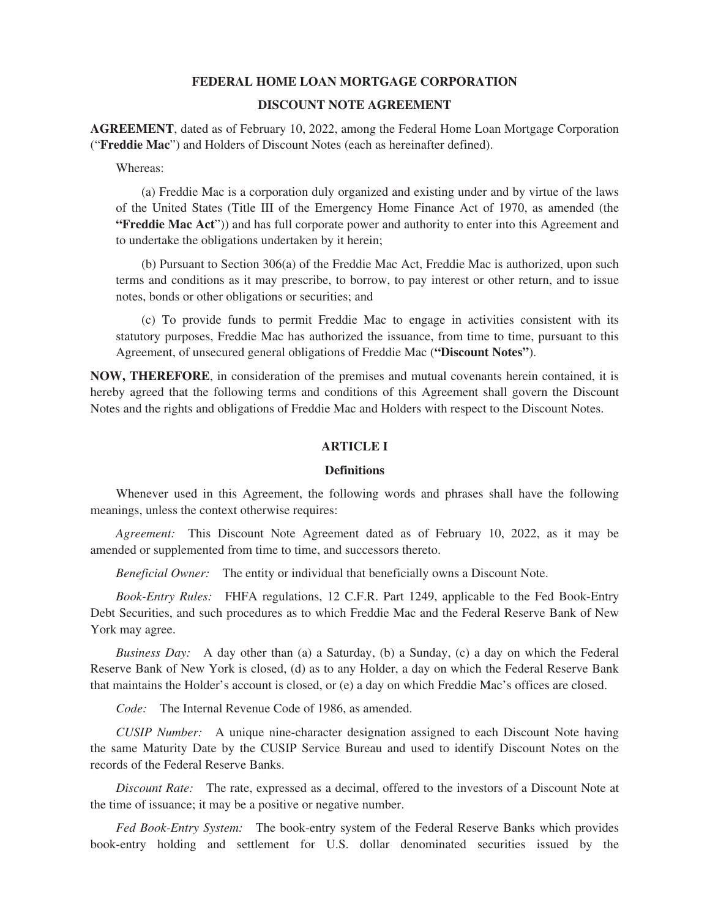**FEDERAL HOME LOAN MORTGAGE CORPORATION**

**DISCOUNT NOTE AGREEMENT**

**AGREEMENT**, dated as of February 10, 2022, among the Federal Home Loan Mortgage Corporation ("**Freddie Mac**") and Holders of Discount Notes (each as hereinafter defined).

Whereas:

(a) Freddie Mac is a corporation duly organized and existing under and by virtue of the laws of the United States (Title III of the Emergency Home Finance Act of 1970, as amended (the **"Freddie Mac Act"**)) and has full corporate power and authority to enter into this Agreement and to undertake the obligations undertaken by it herein;

(b) Pursuant to Section 306(a) of the Freddie Mac Act, Freddie Mac is authorized, upon such terms and conditions as it may prescribe, to borrow, to pay interest or other return, and to issue notes, bonds or other obligations or securities; and

(c) To provide funds to permit Freddie Mac to engage in activities consistent with its statutory purposes, Freddie Mac has authorized the issuance, from time to time, pursuant to this Agreement, of unsecured general obligations of Freddie Mac (**"Discount Notes"**).

**NOW, THEREFORE**, in consideration of the premises and mutual covenants herein contained, it is hereby agreed that the following terms and conditions of this Agreement shall govern the Discount Notes and the rights and obligations of Freddie Mac and Holders with respect to the Discount Notes.

## ARTICLE I

### Definitions

Whenever used in this Agreement, the following words and phrases shall have the following meanings, unless the context otherwise requires:

*Agreement:* This Discount Note Agreement dated as of February 10, 2022, as it may be amended or supplemented from time to time, and successors thereto.

*Beneficial Owner:* The entity or individual that beneficially owns a Discount Note.

*Book-Entry Rules:* FHFA regulations, 12 C.F.R. Part 1249, applicable to the Fed Book-Entry Debt Securities, and such procedures as to which Freddie Mac and the Federal Reserve Bank of New York may agree.

*Business Day:* A day other than (a) a Saturday, (b) a Sunday, (c) a day on which the Federal Reserve Bank of New York is closed, (d) as to any Holder, a day on which the Federal Reserve Bank that maintains the Holder's account is closed, or (e) a day on which Freddie Mac's offices are closed.

*Code:* The Internal Revenue Code of 1986, as amended.

*CUSIP Number:* A unique nine-character designation assigned to each Discount Note having the same Maturity Date by the CUSIP Service Bureau and used to identify Discount Notes on the records of the Federal Reserve Banks.

*Discount Rate:* The rate, expressed as a decimal, offered to the investors of a Discount Note at the time of issuance; it may be a positive or negative number.

*Fed Book-Entry System:* The book-entry system of the Federal Reserve Banks which provides book-entry holding and settlement for U.S. dollar denominated securities issued by the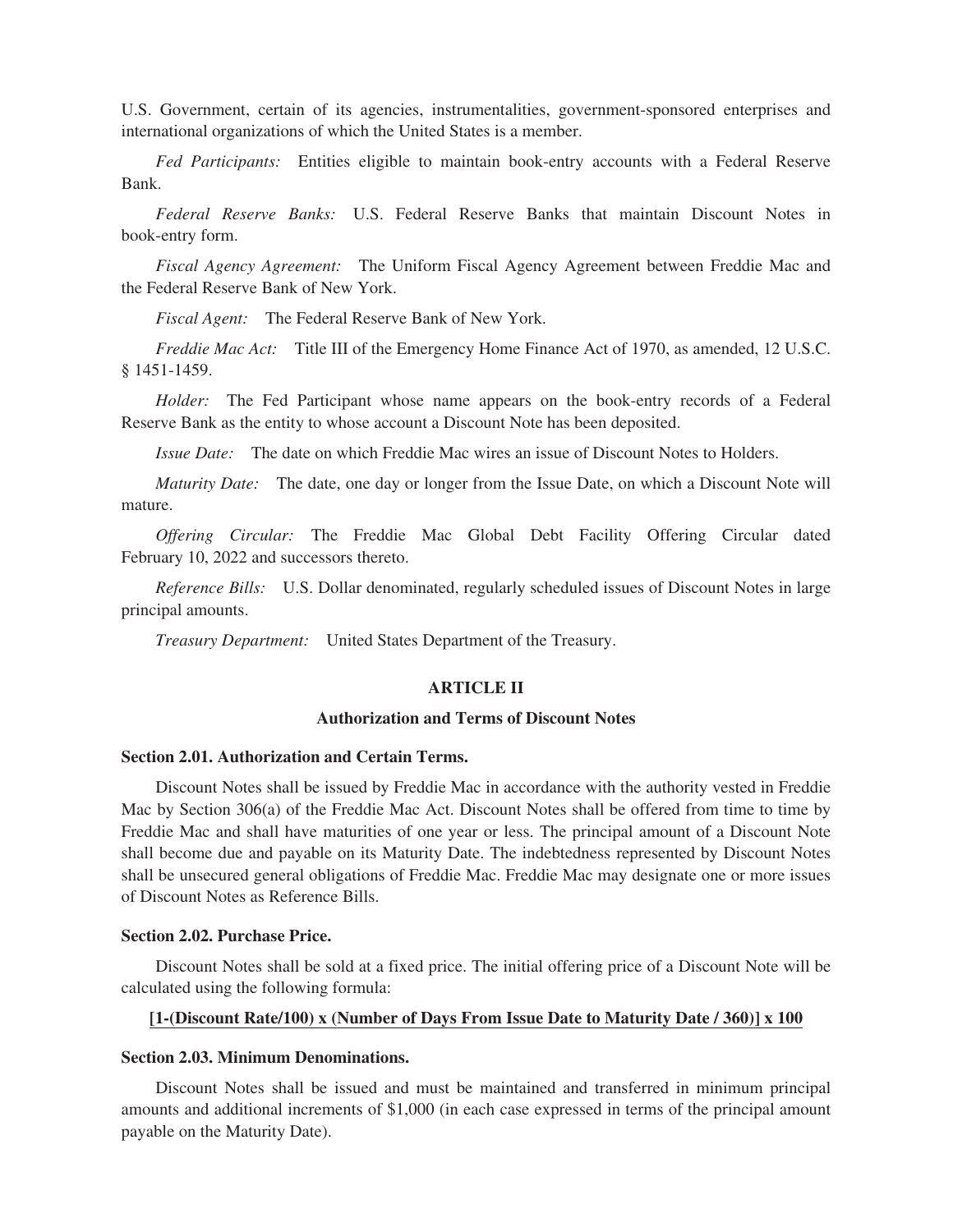U.S. Government, certain of its agencies, instrumentalities, government-sponsored enterprises and international organizations of which the United States is a member.

*Fed Participants:* Entities eligible to maintain book-entry accounts with a Federal Reserve Bank.

*Federal Reserve Banks:* U.S. Federal Reserve Banks that maintain Discount Notes in book-entry form.

*Fiscal Agency Agreement:* The Uniform Fiscal Agency Agreement between Freddie Mac and the Federal Reserve Bank of New York.

*Fiscal Agent:* The Federal Reserve Bank of New York.

*Freddie Mac Act:* Title III of the Emergency Home Finance Act of 1970, as amended, 12 U.S.C. § 1451-1459.

*Holder:* The Fed Participant whose name appears on the book-entry records of a Federal Reserve Bank as the entity to whose account a Discount Note has been deposited.

*Issue Date:* The date on which Freddie Mac wires an issue of Discount Notes to Holders.

*Maturity Date:* The date, one day or longer from the Issue Date, on which a Discount Note will mature.

*Offering Circular:* The Freddie Mac Global Debt Facility Offering Circular dated February 10, 2022 and successors thereto.

*Reference Bills:* U.S. Dollar denominated, regularly scheduled issues of Discount Notes in large principal amounts.

*Treasury Department:* United States Department of the Treasury.

## ARTICLE II

## Authorization and Terms of Discount Notes

### Section 2.01. Authorization and Certain Terms.

Discount Notes shall be issued by Freddie Mac in accordance with the authority vested in Freddie Mac by Section 306(a) of the Freddie Mac Act. Discount Notes shall be offered from time to time by Freddie Mac and shall have maturities of one year or less. The principal amount of a Discount Note shall become due and payable on its Maturity Date. The indebtedness represented by Discount Notes shall be unsecured general obligations of Freddie Mac. Freddie Mac may designate one or more issues of Discount Notes as Reference Bills.

### Section 2.02. Purchase Price.

Discount Notes shall be sold at a fixed price. The initial offering price of a Discount Note will be calculated using the following formula:

**[1-(Discount Rate/100) x (Number of Days From Issue Date to Maturity Date / 360)] x 100**

### Section 2.03. Minimum Denominations.

Discount Notes shall be issued and must be maintained and transferred in minimum principal amounts and additional increments of $1,000 (in each case expressed in terms of the principal amount payable on the Maturity Date).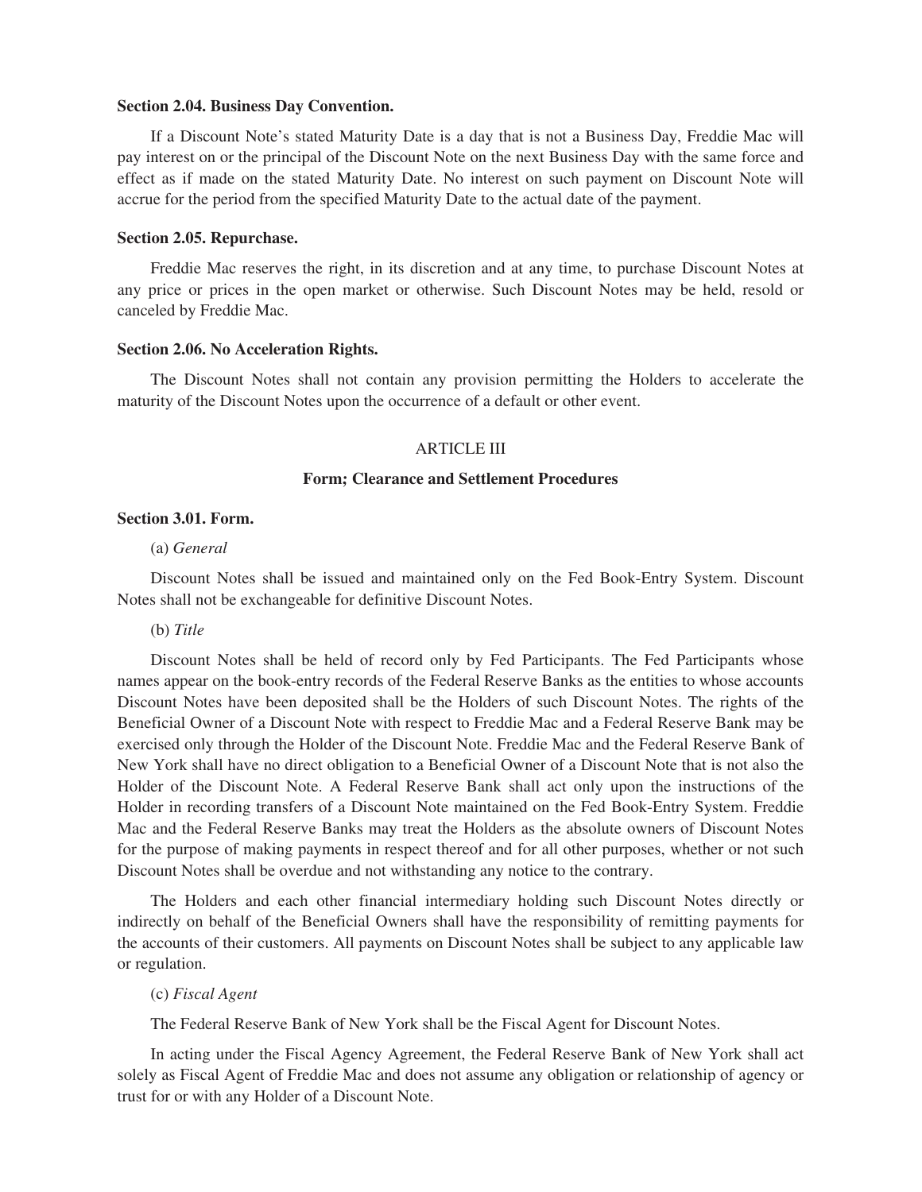**Section 2.04. Business Day Convention.**

If a Discount Note's stated Maturity Date is a day that is not a Business Day, Freddie Mac will pay interest on or the principal of the Discount Note on the next Business Day with the same force and effect as if made on the stated Maturity Date. No interest on such payment on Discount Note will accrue for the period from the specified Maturity Date to the actual date of the payment.

**Section 2.05. Repurchase.**

Freddie Mac reserves the right, in its discretion and at any time, to purchase Discount Notes at any price or prices in the open market or otherwise. Such Discount Notes may be held, resold or canceled by Freddie Mac.

**Section 2.06. No Acceleration Rights.**

The Discount Notes shall not contain any provision permitting the Holders to accelerate the maturity of the Discount Notes upon the occurrence of a default or other event.

## ARTICLE III

## Form; Clearance and Settlement Procedures

**Section 3.01. Form.**

(a) *General*

Discount Notes shall be issued and maintained only on the Fed Book-Entry System. Discount Notes shall not be exchangeable for definitive Discount Notes.

(b) *Title*

Discount Notes shall be held of record only by Fed Participants. The Fed Participants whose names appear on the book-entry records of the Federal Reserve Banks as the entities to whose accounts Discount Notes have been deposited shall be the Holders of such Discount Notes. The rights of the Beneficial Owner of a Discount Note with respect to Freddie Mac and a Federal Reserve Bank may be exercised only through the Holder of the Discount Note. Freddie Mac and the Federal Reserve Bank of New York shall have no direct obligation to a Beneficial Owner of a Discount Note that is not also the Holder of the Discount Note. A Federal Reserve Bank shall act only upon the instructions of the Holder in recording transfers of a Discount Note maintained on the Fed Book-Entry System. Freddie Mac and the Federal Reserve Banks may treat the Holders as the absolute owners of Discount Notes for the purpose of making payments in respect thereof and for all other purposes, whether or not such Discount Notes shall be overdue and not withstanding any notice to the contrary.

The Holders and each other financial intermediary holding such Discount Notes directly or indirectly on behalf of the Beneficial Owners shall have the responsibility of remitting payments for the accounts of their customers. All payments on Discount Notes shall be subject to any applicable law or regulation.

(c) *Fiscal Agent*

The Federal Reserve Bank of New York shall be the Fiscal Agent for Discount Notes.

In acting under the Fiscal Agency Agreement, the Federal Reserve Bank of New York shall act solely as Fiscal Agent of Freddie Mac and does not assume any obligation or relationship of agency or trust for or with any Holder of a Discount Note.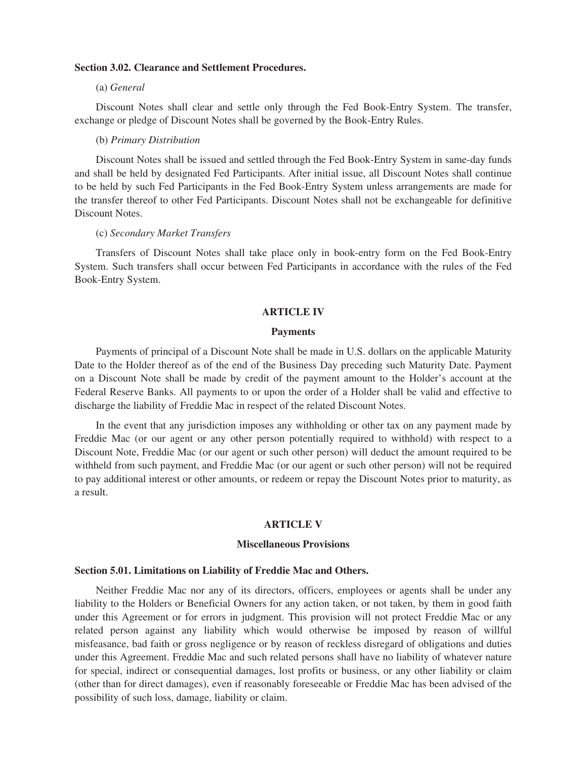**Section 3.02. Clearance and Settlement Procedures.**

(a) *General*

Discount Notes shall clear and settle only through the Fed Book-Entry System. The transfer, exchange or pledge of Discount Notes shall be governed by the Book-Entry Rules.

(b) *Primary Distribution*

Discount Notes shall be issued and settled through the Fed Book-Entry System in same-day funds and shall be held by designated Fed Participants. After initial issue, all Discount Notes shall continue to be held by such Fed Participants in the Fed Book-Entry System unless arrangements are made for the transfer thereof to other Fed Participants. Discount Notes shall not be exchangeable for definitive Discount Notes.

(c) *Secondary Market Transfers*

Transfers of Discount Notes shall take place only in book-entry form on the Fed Book-Entry System. Such transfers shall occur between Fed Participants in accordance with the rules of the Fed Book-Entry System.

## ARTICLE IV

## Payments

Payments of principal of a Discount Note shall be made in U.S. dollars on the applicable Maturity Date to the Holder thereof as of the end of the Business Day preceding such Maturity Date. Payment on a Discount Note shall be made by credit of the payment amount to the Holder's account at the Federal Reserve Banks. All payments to or upon the order of a Holder shall be valid and effective to discharge the liability of Freddie Mac in respect of the related Discount Notes.

In the event that any jurisdiction imposes any withholding or other tax on any payment made by Freddie Mac (or our agent or any other person potentially required to withhold) with respect to a Discount Note, Freddie Mac (or our agent or such other person) will deduct the amount required to be withheld from such payment, and Freddie Mac (or our agent or such other person) will not be required to pay additional interest or other amounts, or redeem or repay the Discount Notes prior to maturity, as a result.

## ARTICLE V

## Miscellaneous Provisions

**Section 5.01. Limitations on Liability of Freddie Mac and Others.**

Neither Freddie Mac nor any of its directors, officers, employees or agents shall be under any liability to the Holders or Beneficial Owners for any action taken, or not taken, by them in good faith under this Agreement or for errors in judgment. This provision will not protect Freddie Mac or any related person against any liability which would otherwise be imposed by reason of willful misfeasance, bad faith or gross negligence or by reason of reckless disregard of obligations and duties under this Agreement. Freddie Mac and such related persons shall have no liability of whatever nature for special, indirect or consequential damages, lost profits or business, or any other liability or claim (other than for direct damages), even if reasonably foreseeable or Freddie Mac has been advised of the possibility of such loss, damage, liability or claim.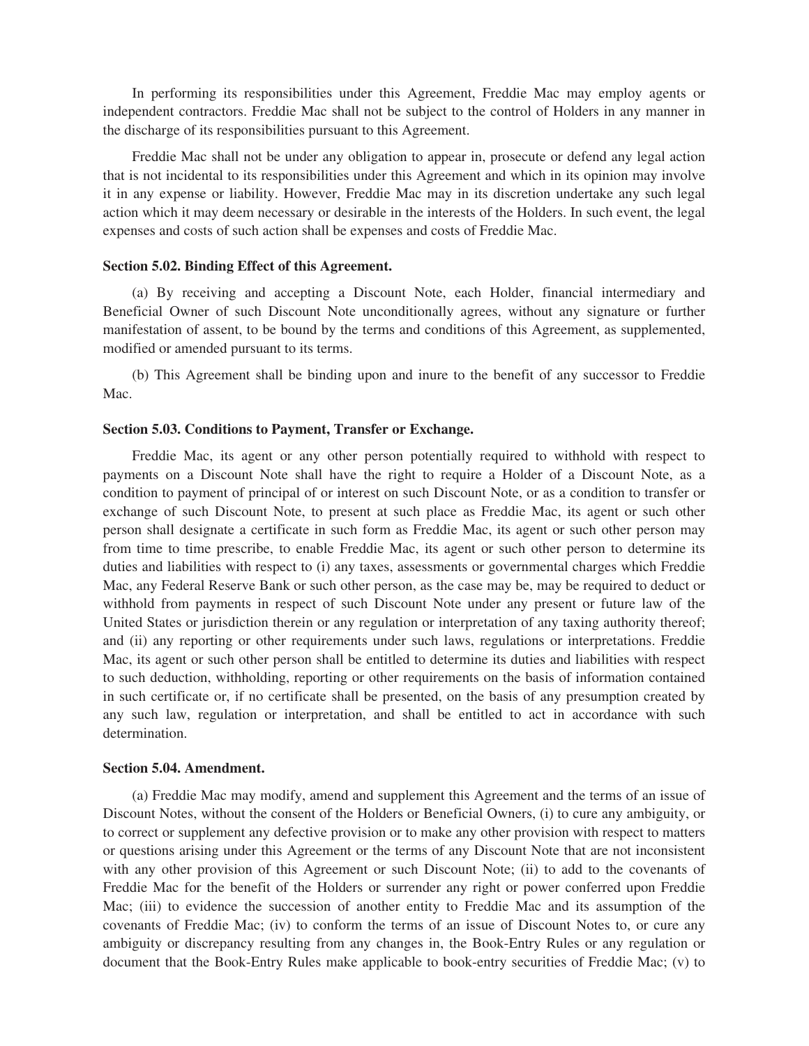In performing its responsibilities under this Agreement, Freddie Mac may employ agents or independent contractors. Freddie Mac shall not be subject to the control of Holders in any manner in the discharge of its responsibilities pursuant to this Agreement.

Freddie Mac shall not be under any obligation to appear in, prosecute or defend any legal action that is not incidental to its responsibilities under this Agreement and which in its opinion may involve it in any expense or liability. However, Freddie Mac may in its discretion undertake any such legal action which it may deem necessary or desirable in the interests of the Holders. In such event, the legal expenses and costs of such action shall be expenses and costs of Freddie Mac.

**Section 5.02. Binding Effect of this Agreement.**

(a) By receiving and accepting a Discount Note, each Holder, financial intermediary and Beneficial Owner of such Discount Note unconditionally agrees, without any signature or further manifestation of assent, to be bound by the terms and conditions of this Agreement, as supplemented, modified or amended pursuant to its terms.

(b) This Agreement shall be binding upon and inure to the benefit of any successor to Freddie Mac.

**Section 5.03. Conditions to Payment, Transfer or Exchange.**

Freddie Mac, its agent or any other person potentially required to withhold with respect to payments on a Discount Note shall have the right to require a Holder of a Discount Note, as a condition to payment of principal of or interest on such Discount Note, or as a condition to transfer or exchange of such Discount Note, to present at such place as Freddie Mac, its agent or such other person shall designate a certificate in such form as Freddie Mac, its agent or such other person may from time to time prescribe, to enable Freddie Mac, its agent or such other person to determine its duties and liabilities with respect to (i) any taxes, assessments or governmental charges which Freddie Mac, any Federal Reserve Bank or such other person, as the case may be, may be required to deduct or withhold from payments in respect of such Discount Note under any present or future law of the United States or jurisdiction therein or any regulation or interpretation of any taxing authority thereof; and (ii) any reporting or other requirements under such laws, regulations or interpretations. Freddie Mac, its agent or such other person shall be entitled to determine its duties and liabilities with respect to such deduction, withholding, reporting or other requirements on the basis of information contained in such certificate or, if no certificate shall be presented, on the basis of any presumption created by any such law, regulation or interpretation, and shall be entitled to act in accordance with such determination.

**Section 5.04. Amendment.**

(a) Freddie Mac may modify, amend and supplement this Agreement and the terms of an issue of Discount Notes, without the consent of the Holders or Beneficial Owners, (i) to cure any ambiguity, or to correct or supplement any defective provision or to make any other provision with respect to matters or questions arising under this Agreement or the terms of any Discount Note that are not inconsistent with any other provision of this Agreement or such Discount Note; (ii) to add to the covenants of Freddie Mac for the benefit of the Holders or surrender any right or power conferred upon Freddie Mac; (iii) to evidence the succession of another entity to Freddie Mac and its assumption of the covenants of Freddie Mac; (iv) to conform the terms of an issue of Discount Notes to, or cure any ambiguity or discrepancy resulting from any changes in, the Book-Entry Rules or any regulation or document that the Book-Entry Rules make applicable to book-entry securities of Freddie Mac; (v) to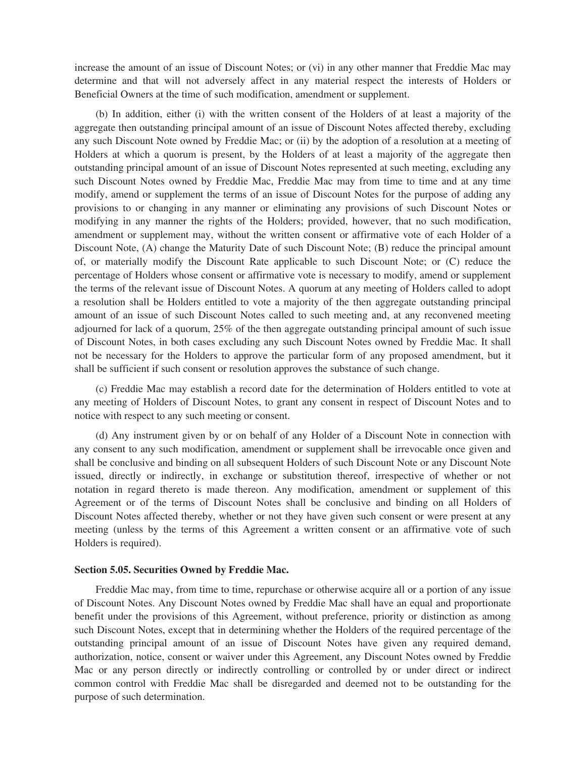increase the amount of an issue of Discount Notes; or (vi) in any other manner that Freddie Mac may determine and that will not adversely affect in any material respect the interests of Holders or Beneficial Owners at the time of such modification, amendment or supplement.

(b) In addition, either (i) with the written consent of the Holders of at least a majority of the aggregate then outstanding principal amount of an issue of Discount Notes affected thereby, excluding any such Discount Note owned by Freddie Mac; or (ii) by the adoption of a resolution at a meeting of Holders at which a quorum is present, by the Holders of at least a majority of the aggregate then outstanding principal amount of an issue of Discount Notes represented at such meeting, excluding any such Discount Notes owned by Freddie Mac, Freddie Mac may from time to time and at any time modify, amend or supplement the terms of an issue of Discount Notes for the purpose of adding any provisions to or changing in any manner or eliminating any provisions of such Discount Notes or modifying in any manner the rights of the Holders; provided, however, that no such modification, amendment or supplement may, without the written consent or affirmative vote of each Holder of a Discount Note, (A) change the Maturity Date of such Discount Note; (B) reduce the principal amount of, or materially modify the Discount Rate applicable to such Discount Note; or (C) reduce the percentage of Holders whose consent or affirmative vote is necessary to modify, amend or supplement the terms of the relevant issue of Discount Notes. A quorum at any meeting of Holders called to adopt a resolution shall be Holders entitled to vote a majority of the then aggregate outstanding principal amount of an issue of such Discount Notes called to such meeting and, at any reconvened meeting adjourned for lack of a quorum, 25% of the then aggregate outstanding principal amount of such issue of Discount Notes, in both cases excluding any such Discount Notes owned by Freddie Mac. It shall not be necessary for the Holders to approve the particular form of any proposed amendment, but it shall be sufficient if such consent or resolution approves the substance of such change.

(c) Freddie Mac may establish a record date for the determination of Holders entitled to vote at any meeting of Holders of Discount Notes, to grant any consent in respect of Discount Notes and to notice with respect to any such meeting or consent.

(d) Any instrument given by or on behalf of any Holder of a Discount Note in connection with any consent to any such modification, amendment or supplement shall be irrevocable once given and shall be conclusive and binding on all subsequent Holders of such Discount Note or any Discount Note issued, directly or indirectly, in exchange or substitution thereof, irrespective of whether or not notation in regard thereto is made thereon. Any modification, amendment or supplement of this Agreement or of the terms of Discount Notes shall be conclusive and binding on all Holders of Discount Notes affected thereby, whether or not they have given such consent or were present at any meeting (unless by the terms of this Agreement a written consent or an affirmative vote of such Holders is required).

**Section 5.05. Securities Owned by Freddie Mac.**

Freddie Mac may, from time to time, repurchase or otherwise acquire all or a portion of any issue of Discount Notes. Any Discount Notes owned by Freddie Mac shall have an equal and proportionate benefit under the provisions of this Agreement, without preference, priority or distinction as among such Discount Notes, except that in determining whether the Holders of the required percentage of the outstanding principal amount of an issue of Discount Notes have given any required demand, authorization, notice, consent or waiver under this Agreement, any Discount Notes owned by Freddie Mac or any person directly or indirectly controlling or controlled by or under direct or indirect common control with Freddie Mac shall be disregarded and deemed not to be outstanding for the purpose of such determination.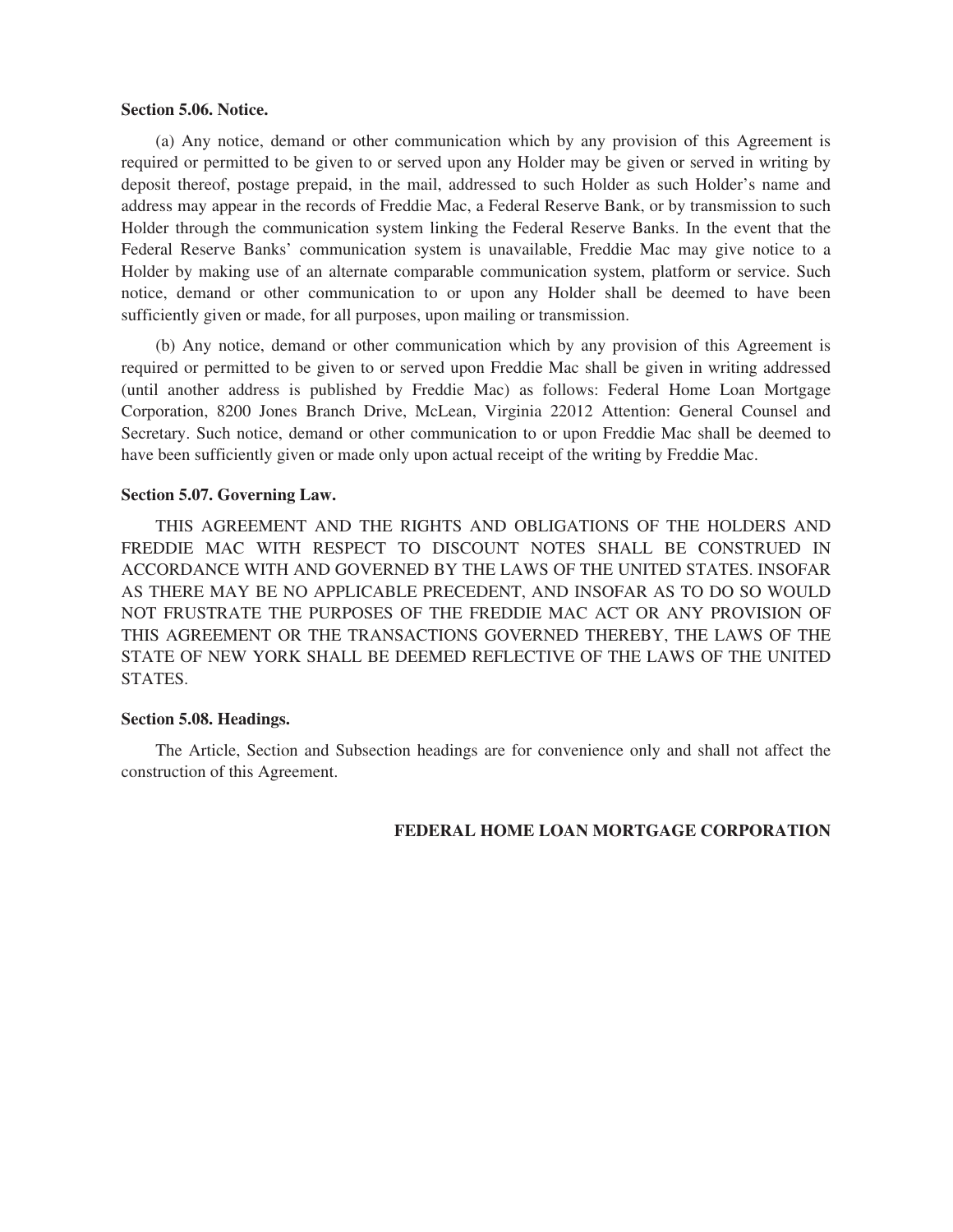**Section 5.06. Notice.**

(a) Any notice, demand or other communication which by any provision of this Agreement is required or permitted to be given to or served upon any Holder may be given or served in writing by deposit thereof, postage prepaid, in the mail, addressed to such Holder as such Holder's name and address may appear in the records of Freddie Mac, a Federal Reserve Bank, or by transmission to such Holder through the communication system linking the Federal Reserve Banks. In the event that the Federal Reserve Banks' communication system is unavailable, Freddie Mac may give notice to a Holder by making use of an alternate comparable communication system, platform or service. Such notice, demand or other communication to or upon any Holder shall be deemed to have been sufficiently given or made, for all purposes, upon mailing or transmission.

(b) Any notice, demand or other communication which by any provision of this Agreement is required or permitted to be given to or served upon Freddie Mac shall be given in writing addressed (until another address is published by Freddie Mac) as follows: Federal Home Loan Mortgage Corporation, 8200 Jones Branch Drive, McLean, Virginia 22012 Attention: General Counsel and Secretary. Such notice, demand or other communication to or upon Freddie Mac shall be deemed to have been sufficiently given or made only upon actual receipt of the writing by Freddie Mac.

**Section 5.07. Governing Law.**

THIS AGREEMENT AND THE RIGHTS AND OBLIGATIONS OF THE HOLDERS AND FREDDIE MAC WITH RESPECT TO DISCOUNT NOTES SHALL BE CONSTRUED IN ACCORDANCE WITH AND GOVERNED BY THE LAWS OF THE UNITED STATES. INSOFAR AS THERE MAY BE NO APPLICABLE PRECEDENT, AND INSOFAR AS TO DO SO WOULD NOT FRUSTRATE THE PURPOSES OF THE FREDDIE MAC ACT OR ANY PROVISION OF THIS AGREEMENT OR THE TRANSACTIONS GOVERNED THEREBY, THE LAWS OF THE STATE OF NEW YORK SHALL BE DEEMED REFLECTIVE OF THE LAWS OF THE UNITED STATES.

**Section 5.08. Headings.**

The Article, Section and Subsection headings are for convenience only and shall not affect the construction of this Agreement.

**FEDERAL HOME LOAN MORTGAGE CORPORATION**